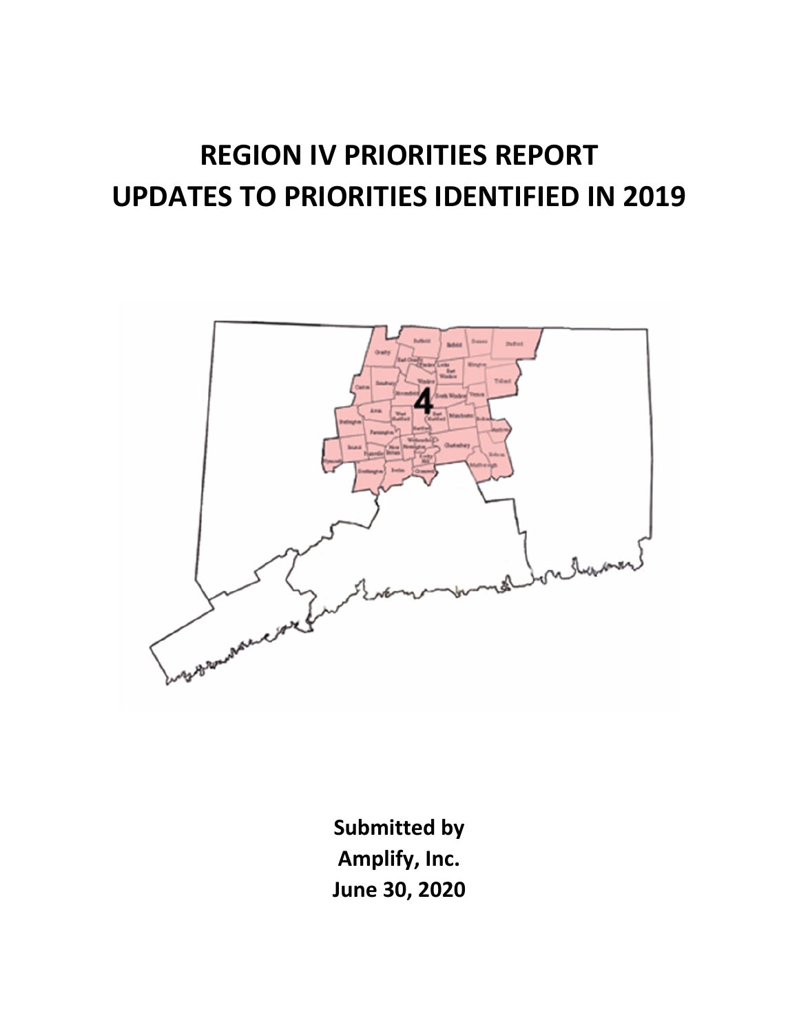# REGION IV PRIORITIES REPORT
# UPDATES TO PRIORITIES IDENTIFIED IN 2019

**Submitted by**
**Amplify, Inc.**
**June 30, 2020**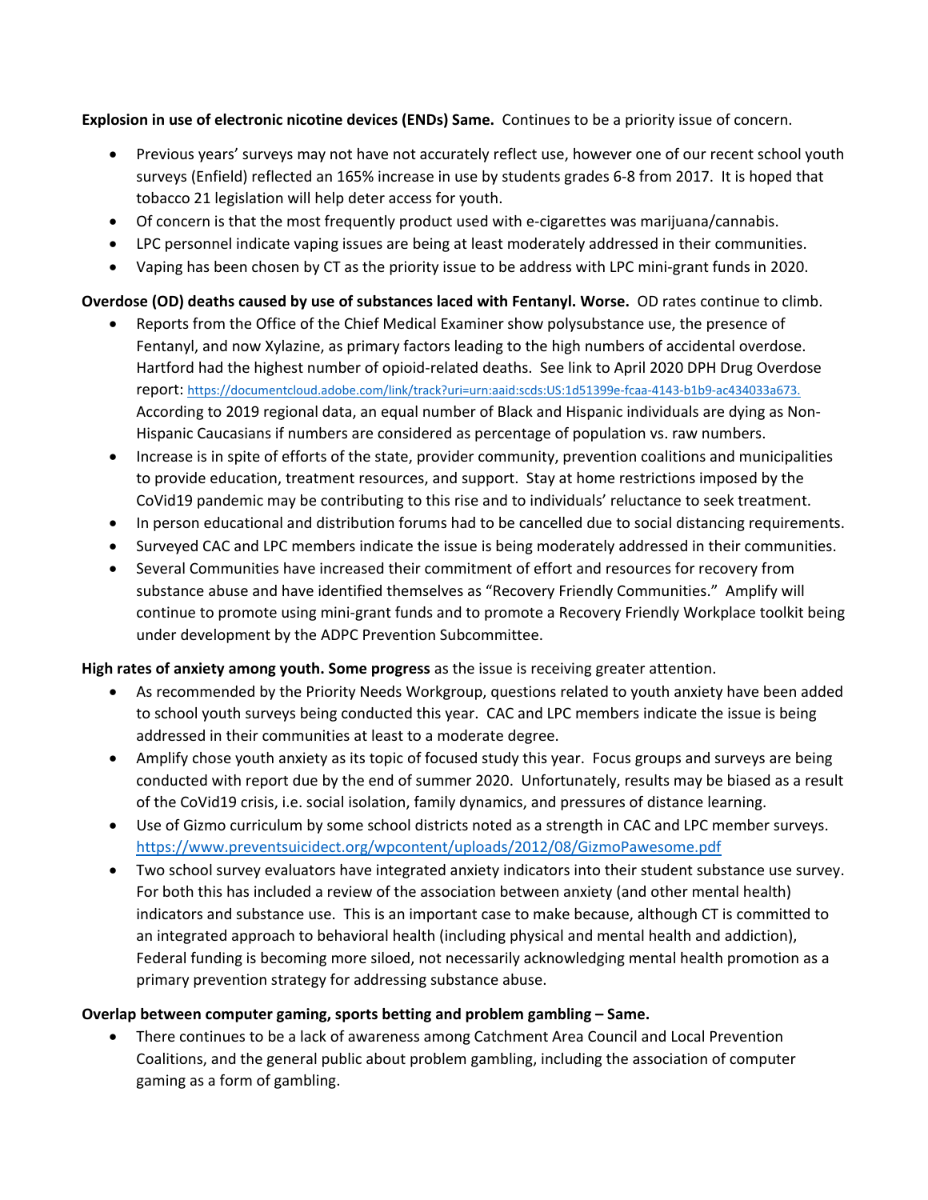**Explosion in use of electronic nicotine devices (ENDs) Same.** Continues to be a priority issue of concern.

- Previous years' surveys may not have not accurately reflect use, however one of our recent school youth surveys (Enfield) reflected an 165% increase in use by students grades 6-8 from 2017. It is hoped that tobacco 21 legislation will help deter access for youth.
- Of concern is that the most frequently product used with e-cigarettes was marijuana/cannabis.
- LPC personnel indicate vaping issues are being at least moderately addressed in their communities.
- Vaping has been chosen by CT as the priority issue to be address with LPC mini-grant funds in 2020.

**Overdose (OD) deaths caused by use of substances laced with Fentanyl. Worse.** OD rates continue to climb.

- Reports from the Office of the Chief Medical Examiner show polysubstance use, the presence of Fentanyl, and now Xylazine, as primary factors leading to the high numbers of accidental overdose. Hartford had the highest number of opioid-related deaths. See link to April 2020 DPH Drug Overdose report: https://documentcloud.adobe.com/link/track?uri=urn:aaid:scds:US:1d51399e-fcaa-4143-b1b9-ac434033a673. According to 2019 regional data, an equal number of Black and Hispanic individuals are dying as Non-Hispanic Caucasians if numbers are considered as percentage of population vs. raw numbers.
- Increase is in spite of efforts of the state, provider community, prevention coalitions and municipalities to provide education, treatment resources, and support. Stay at home restrictions imposed by the CoVid19 pandemic may be contributing to this rise and to individuals' reluctance to seek treatment.
- In person educational and distribution forums had to be cancelled due to social distancing requirements.
- Surveyed CAC and LPC members indicate the issue is being moderately addressed in their communities.
- Several Communities have increased their commitment of effort and resources for recovery from substance abuse and have identified themselves as "Recovery Friendly Communities." Amplify will continue to promote using mini-grant funds and to promote a Recovery Friendly Workplace toolkit being under development by the ADPC Prevention Subcommittee.

**High rates of anxiety among youth. Some progress** as the issue is receiving greater attention.

- As recommended by the Priority Needs Workgroup, questions related to youth anxiety have been added to school youth surveys being conducted this year. CAC and LPC members indicate the issue is being addressed in their communities at least to a moderate degree.
- Amplify chose youth anxiety as its topic of focused study this year. Focus groups and surveys are being conducted with report due by the end of summer 2020. Unfortunately, results may be biased as a result of the CoVid19 crisis, i.e. social isolation, family dynamics, and pressures of distance learning.
- Use of Gizmo curriculum by some school districts noted as a strength in CAC and LPC member surveys. https://www.preventsuicidect.org/wpcontent/uploads/2012/08/GizmoPawesome.pdf
- Two school survey evaluators have integrated anxiety indicators into their student substance use survey. For both this has included a review of the association between anxiety (and other mental health) indicators and substance use. This is an important case to make because, although CT is committed to an integrated approach to behavioral health (including physical and mental health and addiction), Federal funding is becoming more siloed, not necessarily acknowledging mental health promotion as a primary prevention strategy for addressing substance abuse.

**Overlap between computer gaming, sports betting and problem gambling – Same.**

- There continues to be a lack of awareness among Catchment Area Council and Local Prevention Coalitions, and the general public about problem gambling, including the association of computer gaming as a form of gambling.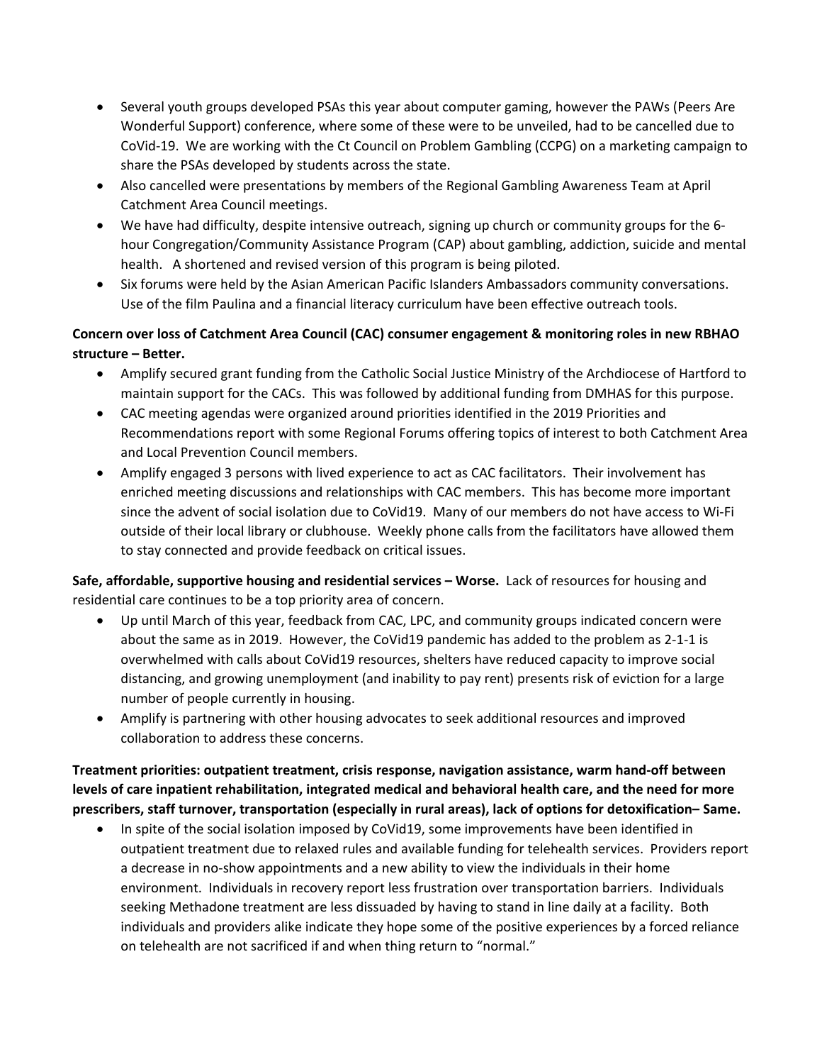- Several youth groups developed PSAs this year about computer gaming, however the PAWs (Peers Are Wonderful Support) conference, where some of these were to be unveiled, had to be cancelled due to CoVid-19. We are working with the Ct Council on Problem Gambling (CCPG) on a marketing campaign to share the PSAs developed by students across the state.
- Also cancelled were presentations by members of the Regional Gambling Awareness Team at April Catchment Area Council meetings.
- We have had difficulty, despite intensive outreach, signing up church or community groups for the 6-hour Congregation/Community Assistance Program (CAP) about gambling, addiction, suicide and mental health. A shortened and revised version of this program is being piloted.
- Six forums were held by the Asian American Pacific Islanders Ambassadors community conversations. Use of the film Paulina and a financial literacy curriculum have been effective outreach tools.

**Concern over loss of Catchment Area Council (CAC) consumer engagement & monitoring roles in new RBHAO structure – Better.**

- Amplify secured grant funding from the Catholic Social Justice Ministry of the Archdiocese of Hartford to maintain support for the CACs. This was followed by additional funding from DMHAS for this purpose.
- CAC meeting agendas were organized around priorities identified in the 2019 Priorities and Recommendations report with some Regional Forums offering topics of interest to both Catchment Area and Local Prevention Council members.
- Amplify engaged 3 persons with lived experience to act as CAC facilitators. Their involvement has enriched meeting discussions and relationships with CAC members. This has become more important since the advent of social isolation due to CoVid19. Many of our members do not have access to Wi-Fi outside of their local library or clubhouse. Weekly phone calls from the facilitators have allowed them to stay connected and provide feedback on critical issues.

**Safe, affordable, supportive housing and residential services – Worse.** Lack of resources for housing and residential care continues to be a top priority area of concern.

- Up until March of this year, feedback from CAC, LPC, and community groups indicated concern were about the same as in 2019. However, the CoVid19 pandemic has added to the problem as 2-1-1 is overwhelmed with calls about CoVid19 resources, shelters have reduced capacity to improve social distancing, and growing unemployment (and inability to pay rent) presents risk of eviction for a large number of people currently in housing.
- Amplify is partnering with other housing advocates to seek additional resources and improved collaboration to address these concerns.

**Treatment priorities: outpatient treatment, crisis response, navigation assistance, warm hand-off between levels of care inpatient rehabilitation, integrated medical and behavioral health care, and the need for more prescribers, staff turnover, transportation (especially in rural areas), lack of options for detoxification– Same.**

- In spite of the social isolation imposed by CoVid19, some improvements have been identified in outpatient treatment due to relaxed rules and available funding for telehealth services. Providers report a decrease in no-show appointments and a new ability to view the individuals in their home environment. Individuals in recovery report less frustration over transportation barriers. Individuals seeking Methadone treatment are less dissuaded by having to stand in line daily at a facility. Both individuals and providers alike indicate they hope some of the positive experiences by a forced reliance on telehealth are not sacrificed if and when thing return to "normal."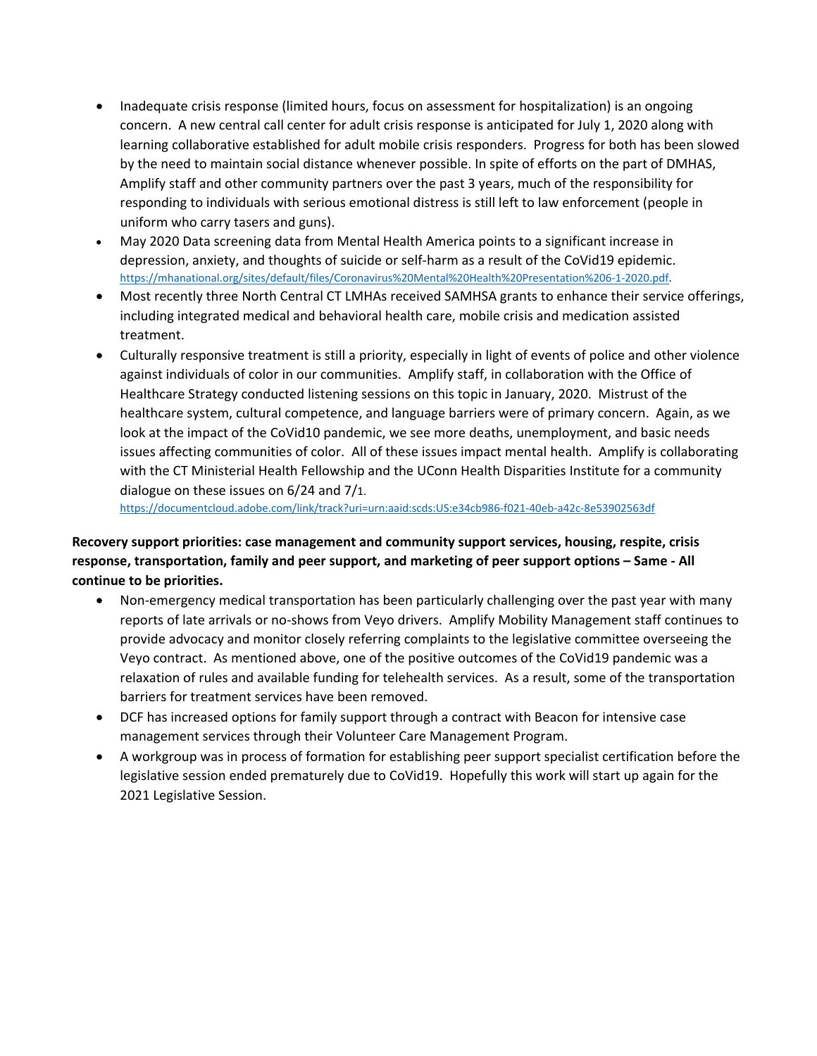- Inadequate crisis response (limited hours, focus on assessment for hospitalization) is an ongoing concern. A new central call center for adult crisis response is anticipated for July 1, 2020 along with learning collaborative established for adult mobile crisis responders. Progress for both has been slowed by the need to maintain social distance whenever possible. In spite of efforts on the part of DMHAS, Amplify staff and other community partners over the past 3 years, much of the responsibility for responding to individuals with serious emotional distress is still left to law enforcement (people in uniform who carry tasers and guns).
- May 2020 Data screening data from Mental Health America points to a significant increase in depression, anxiety, and thoughts of suicide or self-harm as a result of the CoVid19 epidemic. https://mhanational.org/sites/default/files/Coronavirus%20Mental%20Health%20Presentation%206-1-2020.pdf.
- Most recently three North Central CT LMHAs received SAMHSA grants to enhance their service offerings, including integrated medical and behavioral health care, mobile crisis and medication assisted treatment.
- Culturally responsive treatment is still a priority, especially in light of events of police and other violence against individuals of color in our communities. Amplify staff, in collaboration with the Office of Healthcare Strategy conducted listening sessions on this topic in January, 2020. Mistrust of the healthcare system, cultural competence, and language barriers were of primary concern. Again, as we look at the impact of the CoVid10 pandemic, we see more deaths, unemployment, and basic needs issues affecting communities of color. All of these issues impact mental health. Amplify is collaborating with the CT Ministerial Health Fellowship and the UConn Health Disparities Institute for a community dialogue on these issues on 6/24 and 7/1. https://documentcloud.adobe.com/link/track?uri=urn:aaid:scds:US:e34cb986-f021-40eb-a42c-8e53902563df

**Recovery support priorities: case management and community support services, housing, respite, crisis response, transportation, family and peer support, and marketing of peer support options – Same - All continue to be priorities.**

- Non-emergency medical transportation has been particularly challenging over the past year with many reports of late arrivals or no-shows from Veyo drivers. Amplify Mobility Management staff continues to provide advocacy and monitor closely referring complaints to the legislative committee overseeing the Veyo contract. As mentioned above, one of the positive outcomes of the CoVid19 pandemic was a relaxation of rules and available funding for telehealth services. As a result, some of the transportation barriers for treatment services have been removed.
- DCF has increased options for family support through a contract with Beacon for intensive case management services through their Volunteer Care Management Program.
- A workgroup was in process of formation for establishing peer support specialist certification before the legislative session ended prematurely due to CoVid19. Hopefully this work will start up again for the 2021 Legislative Session.